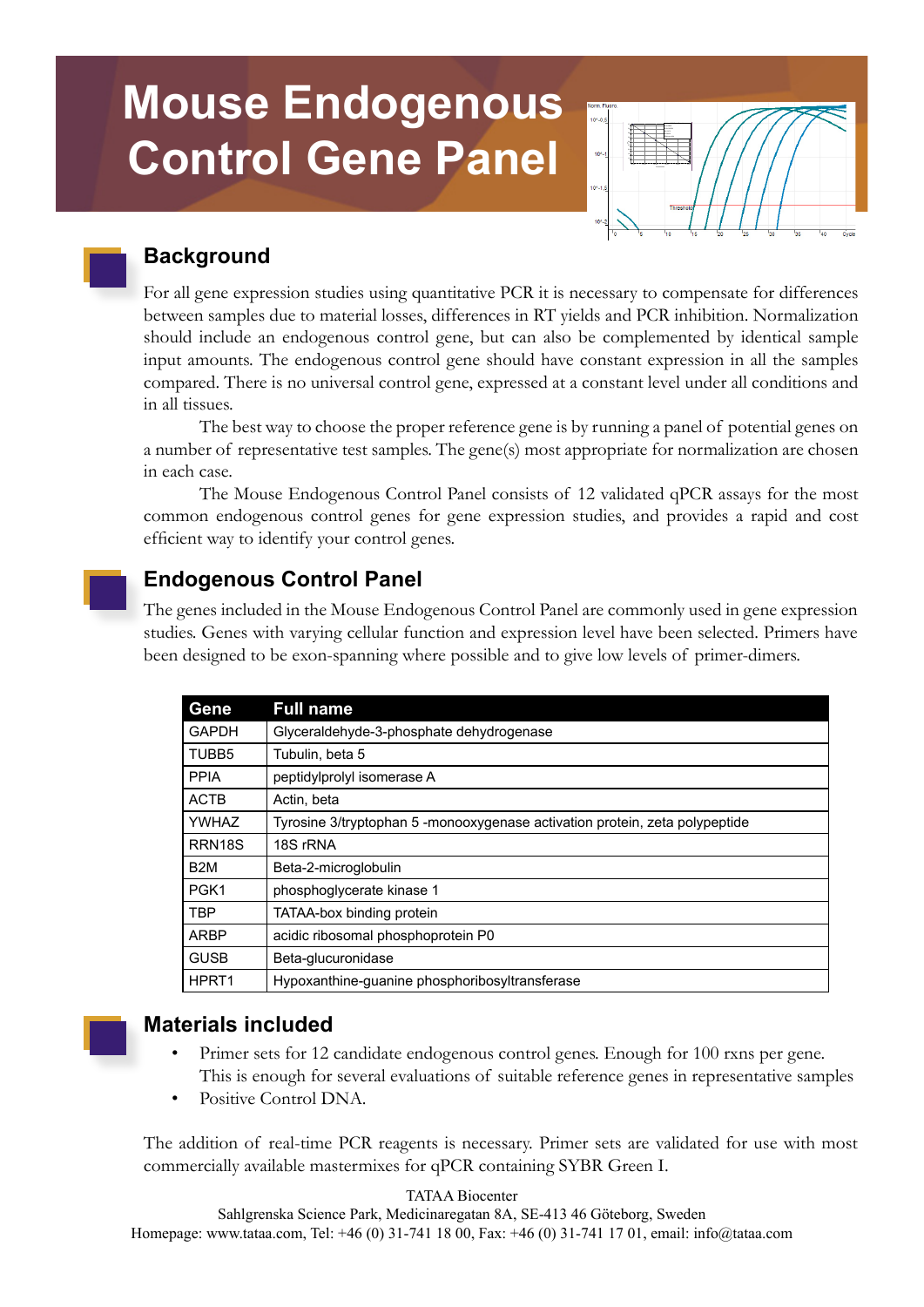# Mouse Endogenous Control Gene Panel

## Background

For all gene expression studies using quantitative PCR it is necessary to compensate for differences between samples due to material losses, differences in RT yields and PCR inhibition. Normalization should include an endogenous control gene, but can also be complemented by identical sample input amounts. The endogenous control gene should have constant expression in all the samples compared. There is no universal control gene, expressed at a constant level under all conditions and in all tissues.

The best way to choose the proper reference gene is by running a panel of potential genes on a number of representative test samples. The gene(s) most appropriate for normalization are chosen in each case.

The Mouse Endogenous Control Panel consists of 12 validated qPCR assays for the most common endogenous control genes for gene expression studies, and provides a rapid and cost efficient way to identify your control genes.

## Endogenous Control Panel

The genes included in the Mouse Endogenous Control Panel are commonly used in gene expression studies. Genes with varying cellular function and expression level have been selected. Primers have been designed to be exon-spanning where possible and to give low levels of primer-dimers.

| Gene | Full name |
|---|---|
| GAPDH | Glyceraldehyde-3-phosphate dehydrogenase |
| TUBB5 | Tubulin, beta 5 |
| PPIA | peptidylprolyl isomerase A |
| ACTB | Actin, beta |
| YWHAZ | Tyrosine 3/tryptophan 5 -monooxygenase activation protein, zeta polypeptide |
| RRN18S | 18S rRNA |
| B2M | Beta-2-microglobulin |
| PGK1 | phosphoglycerate kinase 1 |
| TBP | TATAA-box binding protein |
| ARBP | acidic ribosomal phosphoprotein P0 |
| GUSB | Beta-glucuronidase |
| HPRT1 | Hypoxanthine-guanine phosphoribosyltransferase |

## Materials included

- Primer sets for 12 candidate endogenous control genes. Enough for 100 rxns per gene. This is enough for several evaluations of suitable reference genes in representative samples
- Positive Control DNA.

The addition of real-time PCR reagents is necessary. Primer sets are validated for use with most commercially available mastermixes for qPCR containing SYBR Green I.

TATAA Biocenter
Sahlgrenska Science Park, Medicinaregatan 8A, SE-413 46 Göteborg, Sweden
Homepage: www.tataa.com, Tel: +46 (0) 31-741 18 00, Fax: +46 (0) 31-741 17 01, email: info@tataa.com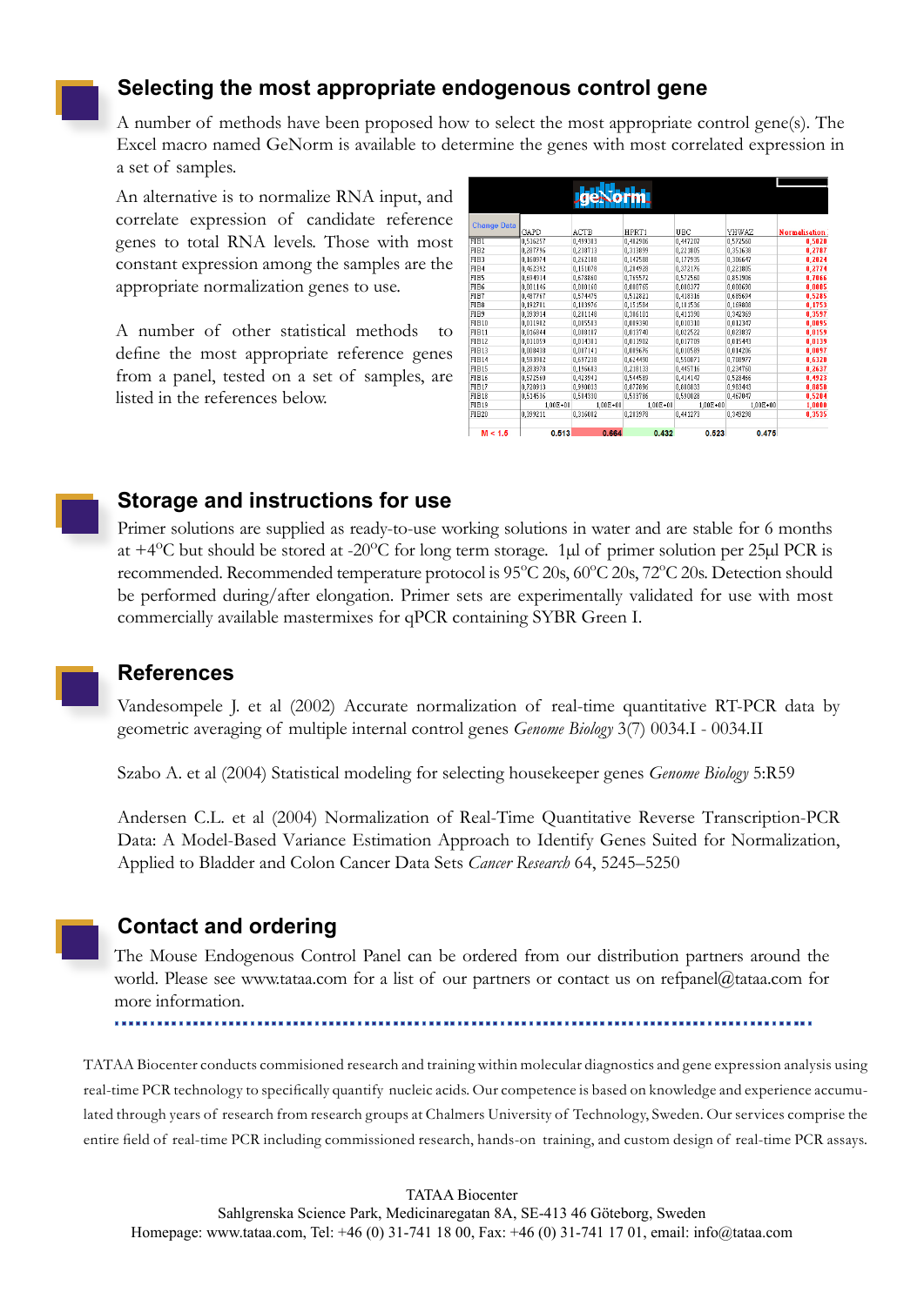## Selecting the most appropriate endogenous control gene

A number of methods have been proposed how to select the most appropriate control gene(s). The Excel macro named GeNorm is available to determine the genes with most correlated expression in a set of samples.

An alternative is to normalize RNA input, and correlate expression of candidate reference genes to total RNA levels. Those with most constant expression among the samples are the appropriate normalization genes to use.

A number of other statistical methods to define the most appropriate reference genes from a panel, tested on a set of samples, are listed in the references below.

geNorm

Change Data

| | GAPD | ACTB | HPRT1 | UBC | YHWAZ | Normalisation |
|---|---|---|---|---|---|---|
| FIB1 | 0,536257 | 0,499303 | 0,482906 | 0,447207 | 0,572560 | 0,5820 |
| FIB2 | 0,287796 | 0,218713 | 0,313899 | 0,221805 | 0,351630 | 0,2787 |
| FIB3 | 0,160974 | 0,262108 | 0,147588 | 0,177935 | 0,306647 | 0,2024 |
| FIB4 | 0,462392 | 0,151078 | 0,284928 | 0,372176 | 0,223805 | 0,2774 |
| FIB5 | 0,694914 | 0,673860 | 0,765572 | 0,572560 | 0,851906 | 0,7066 |
| FIB6 | 0,001146 | 0,000160 | 0,000765 | 0,000377 | 0,000690 | 0,0005 |
| FIB7 | 0,487767 | 0,574475 | 0,512821 | 0,418316 | 0,685694 | 0,5285 |
| FIB8 | 0,192701 | 0,113976 | 0,151584 | 0,181536 | 0,169808 | 0,1753 |
| FIB9 | 0,393914 | 0,281148 | 0,306103 | 0,413390 | 0,342369 | 0,3597 |
| FIB10 | 0,011902 | 0,005513 | 0,009390 | 0,010310 | 0,012347 | 0,0095 |
| FIB11 | 0,016844 | 0,008187 | 0,013740 | 0,022522 | 0,023837 | 0,0159 |
| FIB12 | 0,011059 | 0,014381 | 0,013902 | 0,012709 | 0,015443 | 0,0139 |
| FIB13 | 0,008438 | 0,007143 | 0,009676 | 0,010589 | 0,014206 | 0,0097 |
| FIB14 | 0,593902 | 0,657238 | 0,624490 | 0,550071 | 0,708977 | 0,6320 |
| FIB15 | 0,283978 | 0,196603 | 0,218133 | 0,445716 | 0,234760 | 0,2637 |
| FIB16 | 0,572560 | 0,428942 | 0,544589 | 0,414147 | 0,528466 | 0,4923 |
| FIB17 | 0,720913 | 0,390813 | 0,677898 | 0,800833 | 0,903443 | 0,6050 |
| FIB18 | 0,514536 | 0,504310 | 0,513786 | 0,590028 | 0,467047 | 0,5204 |
| FIB19 | 1,00E+00 | 1,00E+00 | 1,00E+00 | 1,00E+00 | 1,00E+00 | 1,0000 |
| FIB20 | 0,399211 | 0,316002 | 0,283978 | 0,442273 | 0,349298 | 0,3535 |
| M < 1,5 | 0.513 | 0.664 | 0.432 | 0.523 | 0.475 | |

## Storage and instructions for use

Primer solutions are supplied as ready-to-use working solutions in water and are stable for 6 months at +4°C but should be stored at -20°C for long term storage. 1µl of primer solution per 25µl PCR is recommended. Recommended temperature protocol is 95°C 20s, 60°C 20s, 72°C 20s. Detection should be performed during/after elongation. Primer sets are experimentally validated for use with most commercially available mastermixes for qPCR containing SYBR Green I.

## References

Vandesompele J. et al (2002) Accurate normalization of real-time quantitative RT-PCR data by geometric averaging of multiple internal control genes *Genome Biology* 3(7) 0034.I - 0034.II

Szabo A. et al (2004) Statistical modeling for selecting housekeeper genes *Genome Biology* 5:R59

Andersen C.L. et al (2004) Normalization of Real-Time Quantitative Reverse Transcription-PCR Data: A Model-Based Variance Estimation Approach to Identify Genes Suited for Normalization, Applied to Bladder and Colon Cancer Data Sets *Cancer Research* 64, 5245–5250

## Contact and ordering

The Mouse Endogenous Control Panel can be ordered from our distribution partners around the world. Please see www.tataa.com for a list of our partners or contact us on refpanel@tataa.com for more information.

TATAA Biocenter conducts commisioned research and training within molecular diagnostics and gene expression analysis using real-time PCR technology to specifically quantify nucleic acids. Our competence is based on knowledge and experience accumulated through years of research from research groups at Chalmers University of Technology, Sweden. Our services comprise the entire field of real-time PCR including commissioned research, hands-on training, and custom design of real-time PCR assays.

TATAA Biocenter
Sahlgrenska Science Park, Medicinaregatan 8A, SE-413 46 Göteborg, Sweden
Homepage: www.tataa.com, Tel: +46 (0) 31-741 18 00, Fax: +46 (0) 31-741 17 01, email: info@tataa.com